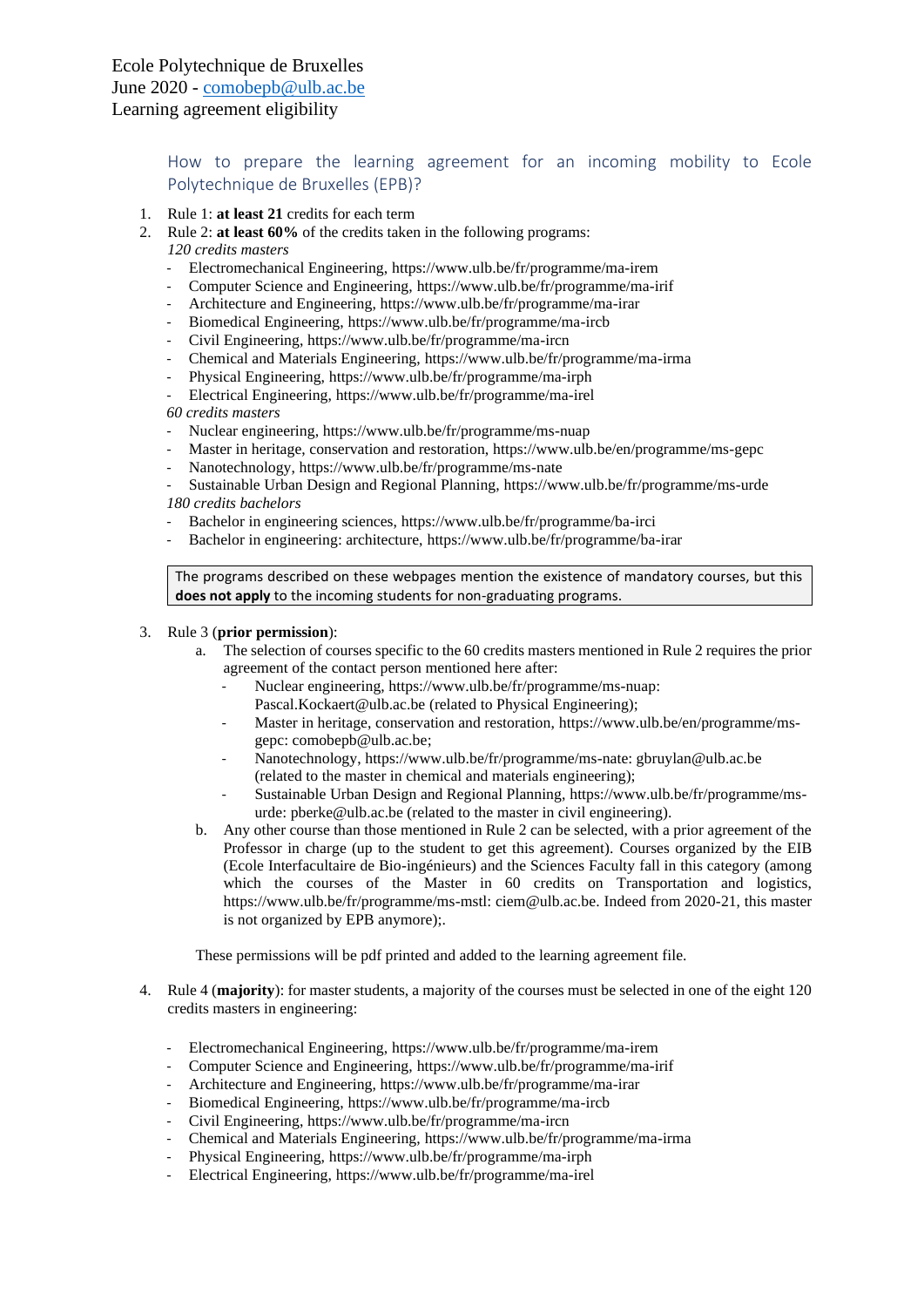Ecole Polytechnique de Bruxelles
June 2020 - comobepb@ulb.ac.be
Learning agreement eligibility

## How to prepare the learning agreement for an incoming mobility to Ecole Polytechnique de Bruxelles (EPB)?

1. Rule 1: **at least 21** credits for each term
2. Rule 2: **at least 60%** of the credits taken in the following programs:
   *120 credits masters*
   - Electromechanical Engineering, https://www.ulb.be/fr/programme/ma-irem
   - Computer Science and Engineering, https://www.ulb.be/fr/programme/ma-irif
   - Architecture and Engineering, https://www.ulb.be/fr/programme/ma-irar
   - Biomedical Engineering, https://www.ulb.be/fr/programme/ma-ircb
   - Civil Engineering, https://www.ulb.be/fr/programme/ma-ircn
   - Chemical and Materials Engineering, https://www.ulb.be/fr/programme/ma-irma
   - Physical Engineering, https://www.ulb.be/fr/programme/ma-irph
   - Electrical Engineering, https://www.ulb.be/fr/programme/ma-irel

   *60 credits masters*
   - Nuclear engineering, https://www.ulb.be/fr/programme/ms-nuap
   - Master in heritage, conservation and restoration, https://www.ulb.be/en/programme/ms-gepc
   - Nanotechnology, https://www.ulb.be/fr/programme/ms-nate
   - Sustainable Urban Design and Regional Planning, https://www.ulb.be/fr/programme/ms-urde

   *180 credits bachelors*
   - Bachelor in engineering sciences, https://www.ulb.be/fr/programme/ba-irci
   - Bachelor in engineering: architecture, https://www.ulb.be/fr/programme/ba-irar

   > The programs described on these webpages mention the existence of mandatory courses, but this **does not apply** to the incoming students for non-graduating programs.

3. Rule 3 (**prior permission**):
   a. The selection of courses specific to the 60 credits masters mentioned in Rule 2 requires the prior agreement of the contact person mentioned here after:
      - Nuclear engineering, https://www.ulb.be/fr/programme/ms-nuap: Pascal.Kockaert@ulb.ac.be (related to Physical Engineering);
      - Master in heritage, conservation and restoration, https://www.ulb.be/en/programme/ms-gepc: comobepb@ulb.ac.be;
      - Nanotechnology, https://www.ulb.be/fr/programme/ms-nate: gbruylan@ulb.ac.be (related to the master in chemical and materials engineering);
      - Sustainable Urban Design and Regional Planning, https://www.ulb.be/fr/programme/ms-urde: pberke@ulb.ac.be (related to the master in civil engineering).

   b. Any other course than those mentioned in Rule 2 can be selected, with a prior agreement of the Professor in charge (up to the student to get this agreement). Courses organized by the EIB (Ecole Interfacultaire de Bio-ingénieurs) and the Sciences Faculty fall in this category (among which the courses of the Master in 60 credits on Transportation and logistics, https://www.ulb.be/fr/programme/ms-mstl: ciem@ulb.ac.be. Indeed from 2020-21, this master is not organized by EPB anymore);.

   These permissions will be pdf printed and added to the learning agreement file.

4. Rule 4 (**majority**): for master students, a majority of the courses must be selected in one of the eight 120 credits masters in engineering:
   - Electromechanical Engineering, https://www.ulb.be/fr/programme/ma-irem
   - Computer Science and Engineering, https://www.ulb.be/fr/programme/ma-irif
   - Architecture and Engineering, https://www.ulb.be/fr/programme/ma-irar
   - Biomedical Engineering, https://www.ulb.be/fr/programme/ma-ircb
   - Civil Engineering, https://www.ulb.be/fr/programme/ma-ircn
   - Chemical and Materials Engineering, https://www.ulb.be/fr/programme/ma-irma
   - Physical Engineering, https://www.ulb.be/fr/programme/ma-irph
   - Electrical Engineering, https://www.ulb.be/fr/programme/ma-irel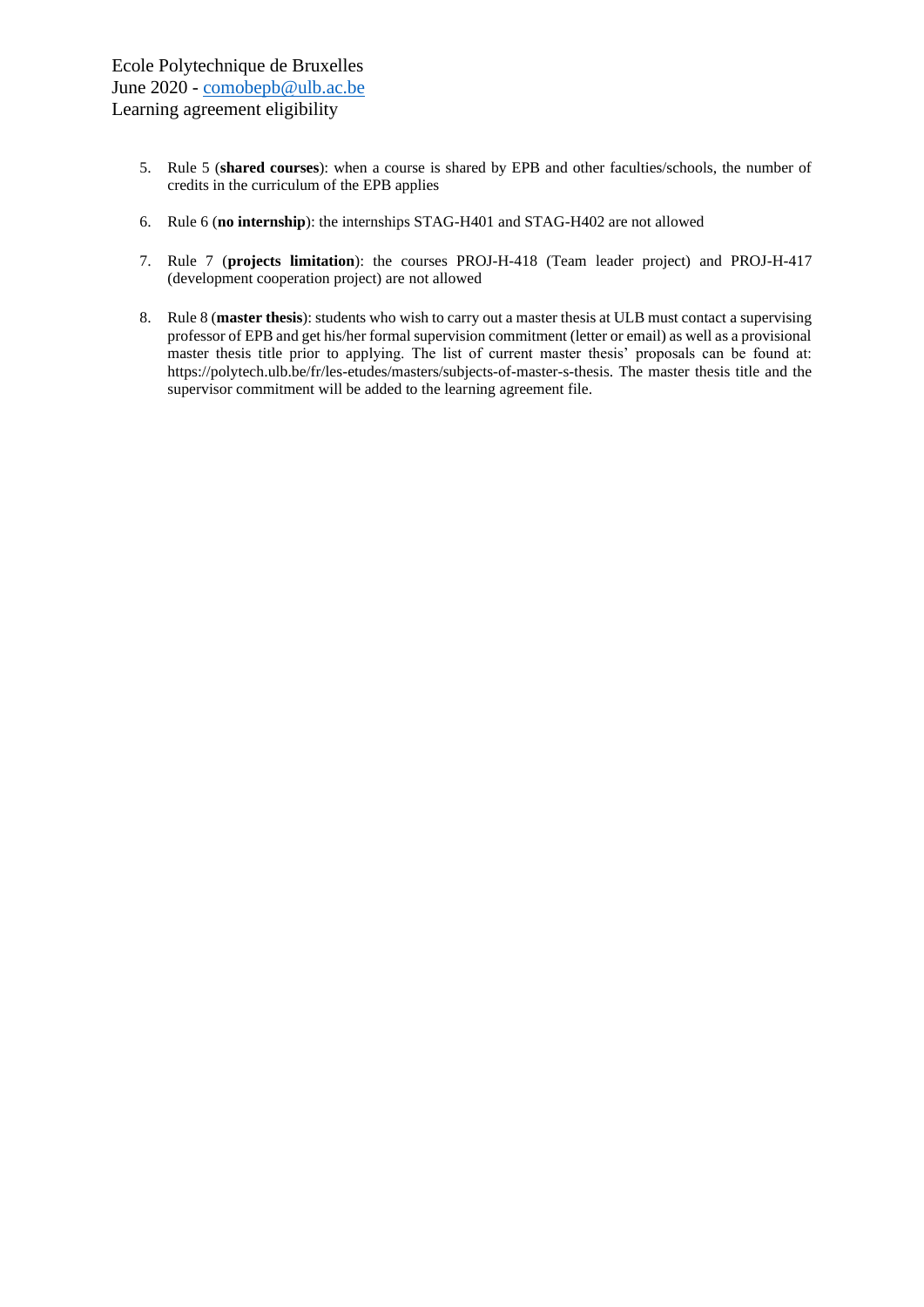5. Rule 5 (**shared courses**): when a course is shared by EPB and other faculties/schools, the number of credits in the curriculum of the EPB applies

6. Rule 6 (**no internship**): the internships STAG-H401 and STAG-H402 are not allowed

7. Rule 7 (**projects limitation**): the courses PROJ-H-418 (Team leader project) and PROJ-H-417 (development cooperation project) are not allowed

8. Rule 8 (**master thesis**): students who wish to carry out a master thesis at ULB must contact a supervising professor of EPB and get his/her formal supervision commitment (letter or email) as well as a provisional master thesis title prior to applying. The list of current master thesis' proposals can be found at: https://polytech.ulb.be/fr/les-etudes/masters/subjects-of-master-s-thesis. The master thesis title and the supervisor commitment will be added to the learning agreement file.